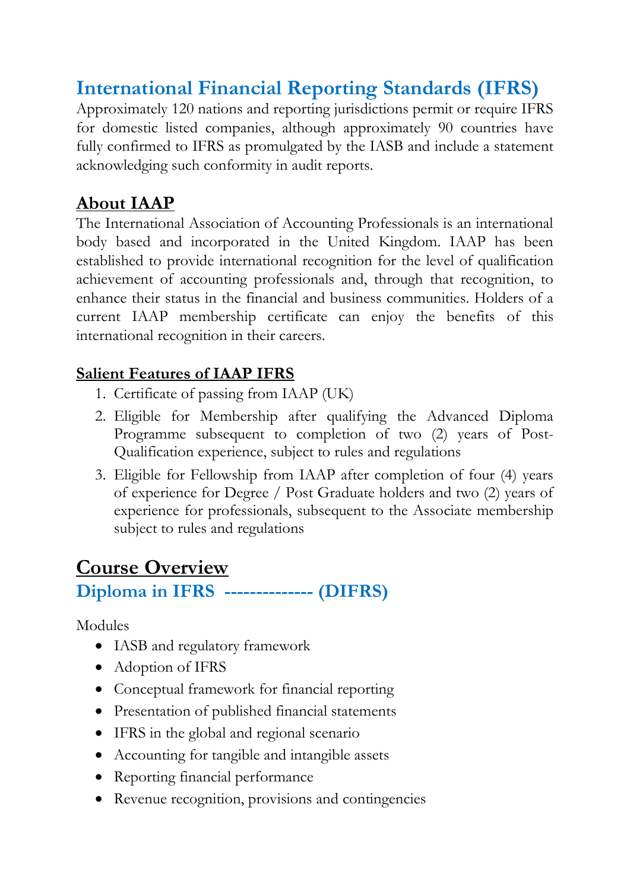# International Financial Reporting Standards (IFRS)

Approximately 120 nations and reporting jurisdictions permit or require IFRS for domestic listed companies, although approximately 90 countries have fully confirmed to IFRS as promulgated by the IASB and include a statement acknowledging such conformity in audit reports.

## About IAAP

The International Association of Accounting Professionals is an international body based and incorporated in the United Kingdom. IAAP has been established to provide international recognition for the level of qualification achievement of accounting professionals and, through that recognition, to enhance their status in the financial and business communities. Holders of a current IAAP membership certificate can enjoy the benefits of this international recognition in their careers.

### Salient Features of IAAP IFRS

1. Certificate of passing from IAAP (UK)
2. Eligible for Membership after qualifying the Advanced Diploma Programme subsequent to completion of two (2) years of Post-Qualification experience, subject to rules and regulations
3. Eligible for Fellowship from IAAP after completion of four (4) years of experience for Degree / Post Graduate holders and two (2) years of experience for professionals, subsequent to the Associate membership subject to rules and regulations

## Course Overview

### Diploma in IFRS -------------- (DIFRS)

Modules

- IASB and regulatory framework
- Adoption of IFRS
- Conceptual framework for financial reporting
- Presentation of published financial statements
- IFRS in the global and regional scenario
- Accounting for tangible and intangible assets
- Reporting financial performance
- Revenue recognition, provisions and contingencies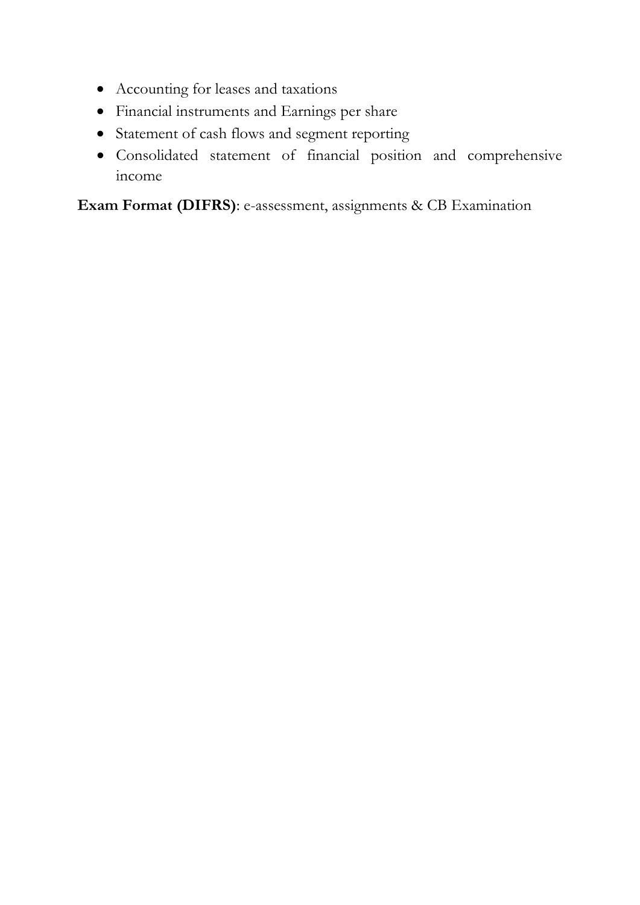- Accounting for leases and taxations
- Financial instruments and Earnings per share
- Statement of cash flows and segment reporting
- Consolidated statement of financial position and comprehensive income

**Exam Format (DIFRS)**: e-assessment, assignments & CB Examination